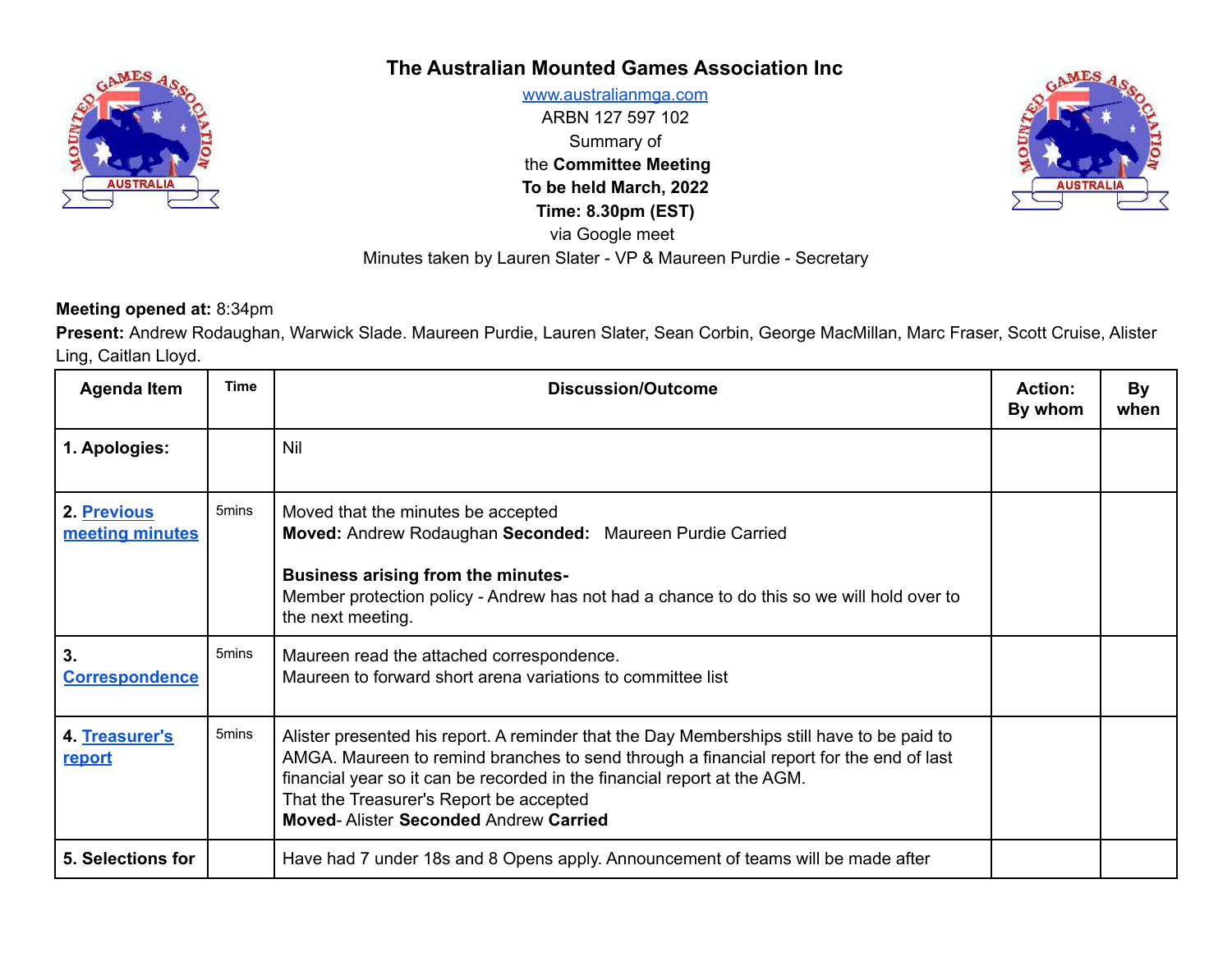# The Australian Mounted Games Association Inc

[www.australianmga.com](http://www.australianmga.com)
ARBN 127 597 102
Summary of
the **Committee Meeting**
**To be held March, 2022**
**Time: 8.30pm (EST)**
via Google meet
Minutes taken by Lauren Slater - VP & Maureen Purdie - Secretary

**Meeting opened at:** 8:34pm
**Present:** Andrew Rodaughan, Warwick Slade. Maureen Purdie, Lauren Slater, Sean Corbin, George MacMillan, Marc Fraser, Scott Cruise, Alister Ling, Caitlan Lloyd.

| Agenda Item | Time | Discussion/Outcome | Action: By whom | By when |
|---|---|---|---|---|
| **1. Apologies:** | | Nil | | |
| **2. Previous meeting minutes** | 5mins | Moved that the minutes be accepted<br>**Moved:** Andrew Rodaughan **Seconded:** Maureen Purdie Carried<br><br>**Business arising from the minutes-**<br>Member protection policy - Andrew has not had a chance to do this so we will hold over to the next meeting. | | |
| **3. Correspondence** | 5mins | Maureen read the attached correspondence.<br>Maureen to forward short arena variations to committee list | | |
| **4. Treasurer's report** | 5mins | Alister presented his report. A reminder that the Day Memberships still have to be paid to AMGA. Maureen to remind branches to send through a financial report for the end of last financial year so it can be recorded in the financial report at the AGM.<br>That the Treasurer's Report be accepted<br>**Moved**- Alister **Seconded** Andrew **Carried** | | |
| **5. Selections for** | | Have had 7 under 18s and 8 Opens apply. Announcement of teams will be made after | | |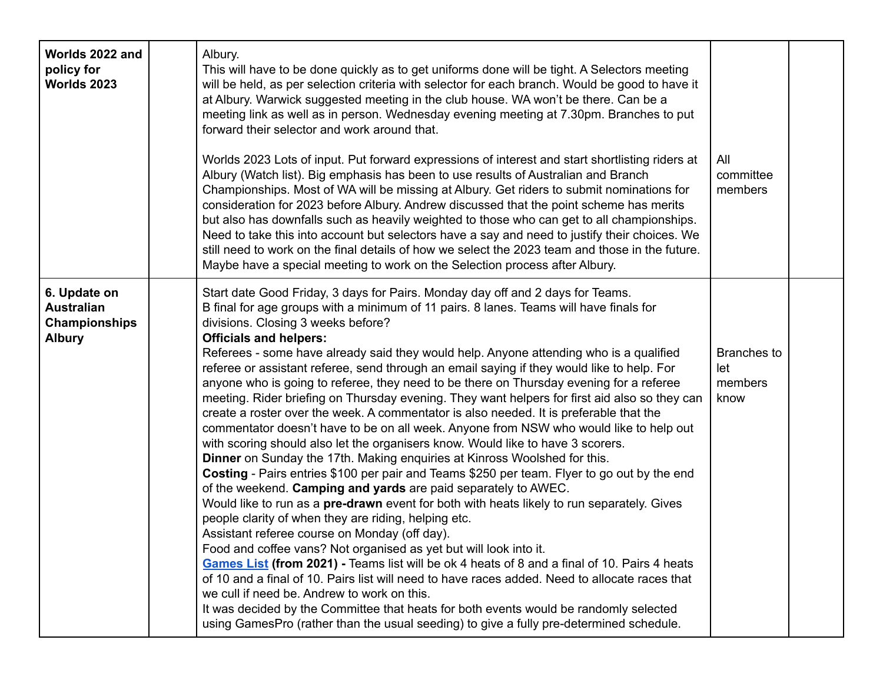| | | | | |
|---|---|---|---|---|
| **Worlds 2022 and policy for Worlds 2023** | | Albury.<br>This will have to be done quickly as to get uniforms done will be tight. A Selectors meeting will be held, as per selection criteria with selector for each branch. Would be good to have it at Albury. Warwick suggested meeting in the club house. WA won't be there. Can be a meeting link as well as in person. Wednesday evening meeting at 7.30pm. Branches to put forward their selector and work around that.<br><br>Worlds 2023 Lots of input. Put forward expressions of interest and start shortlisting riders at Albury (Watch list). Big emphasis has been to use results of Australian and Branch Championships. Most of WA will be missing at Albury. Get riders to submit nominations for consideration for 2023 before Albury. Andrew discussed that the point scheme has merits but also has downfalls such as heavily weighted to those who can get to all championships. Need to take this into account but selectors have a say and need to justify their choices. We still need to work on the final details of how we select the 2023 team and those in the future. Maybe have a special meeting to work on the Selection process after Albury. | All committee members | |
| **6. Update on Australian Championships Albury** | | Start date Good Friday, 3 days for Pairs. Monday day off and 2 days for Teams.<br>B final for age groups with a minimum of 11 pairs. 8 lanes. Teams will have finals for divisions. Closing 3 weeks before?<br>**Officials and helpers:**<br>Referees - some have already said they would help. Anyone attending who is a qualified referee or assistant referee, send through an email saying if they would like to help. For anyone who is going to referee, they need to be there on Thursday evening for a referee meeting. Rider briefing on Thursday evening. They want helpers for first aid also so they can create a roster over the week. A commentator is also needed. It is preferable that the commentator doesn't have to be on all week. Anyone from NSW who would like to help out with scoring should also let the organisers know. Would like to have 3 scorers.<br>**Dinner** on Sunday the 17th. Making enquiries at Kinross Woolshed for this.<br>**Costing** - Pairs entries $100 per pair and Teams $250 per team. Flyer to go out by the end of the weekend. **Camping and yards** are paid separately to AWEC.<br>Would like to run as a **pre-drawn** event for both with heats likely to run separately. Gives people clarity of when they are riding, helping etc.<br>Assistant referee course on Monday (off day).<br>Food and coffee vans? Not organised as yet but will look into it.<br>**Games List (from 2021) -** Teams list will be ok 4 heats of 8 and a final of 10. Pairs 4 heats of 10 and a final of 10. Pairs list will need to have races added. Need to allocate races that we cull if need be. Andrew to work on this.<br>It was decided by the Committee that heats for both events would be randomly selected using GamesPro (rather than the usual seeding) to give a fully pre-determined schedule. | Branches to let members know | |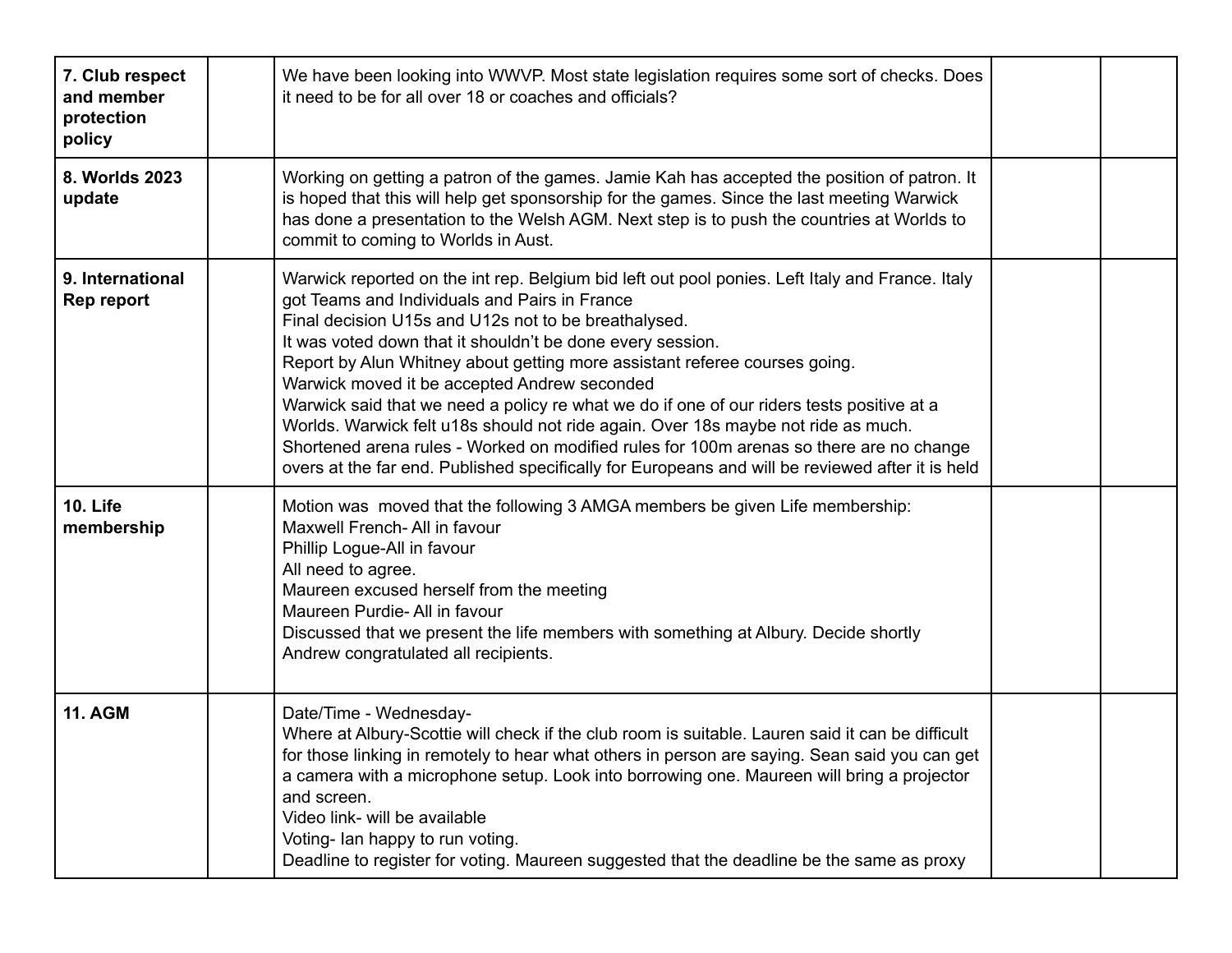| | | | | |
|---|---|---|---|---|
| **7. Club respect and member protection policy** | | We have been looking into WWVP. Most state legislation requires some sort of checks. Does it need to be for all over 18 or coaches and officials? | | |
| **8. Worlds 2023 update** | | Working on getting a patron of the games. Jamie Kah has accepted the position of patron. It is hoped that this will help get sponsorship for the games. Since the last meeting Warwick has done a presentation to the Welsh AGM. Next step is to push the countries at Worlds to commit to coming to Worlds in Aust. | | |
| **9. International Rep report** | | Warwick reported on the int rep. Belgium bid left out pool ponies. Left Italy and France. Italy got Teams and Individuals and Pairs in France<br>Final decision U15s and U12s not to be breathalysed.<br>It was voted down that it shouldn't be done every session.<br>Report by Alun Whitney about getting more assistant referee courses going.<br>Warwick moved it be accepted Andrew seconded<br>Warwick said that we need a policy re what we do if one of our riders tests positive at a Worlds. Warwick felt u18s should not ride again. Over 18s maybe not ride as much.<br>Shortened arena rules - Worked on modified rules for 100m arenas so there are no change overs at the far end. Published specifically for Europeans and will be reviewed after it is held | | |
| **10. Life membership** | | Motion was moved that the following 3 AMGA members be given Life membership:<br>Maxwell French- All in favour<br>Phillip Logue-All in favour<br>All need to agree.<br>Maureen excused herself from the meeting<br>Maureen Purdie- All in favour<br>Discussed that we present the life members with something at Albury. Decide shortly<br>Andrew congratulated all recipients. | | |
| **11. AGM** | | Date/Time - Wednesday-<br>Where at Albury-Scottie will check if the club room is suitable. Lauren said it can be difficult for those linking in remotely to hear what others in person are saying. Sean said you can get a camera with a microphone setup. Look into borrowing one. Maureen will bring a projector and screen.<br>Video link- will be available<br>Voting- Ian happy to run voting.<br>Deadline to register for voting. Maureen suggested that the deadline be the same as proxy | | |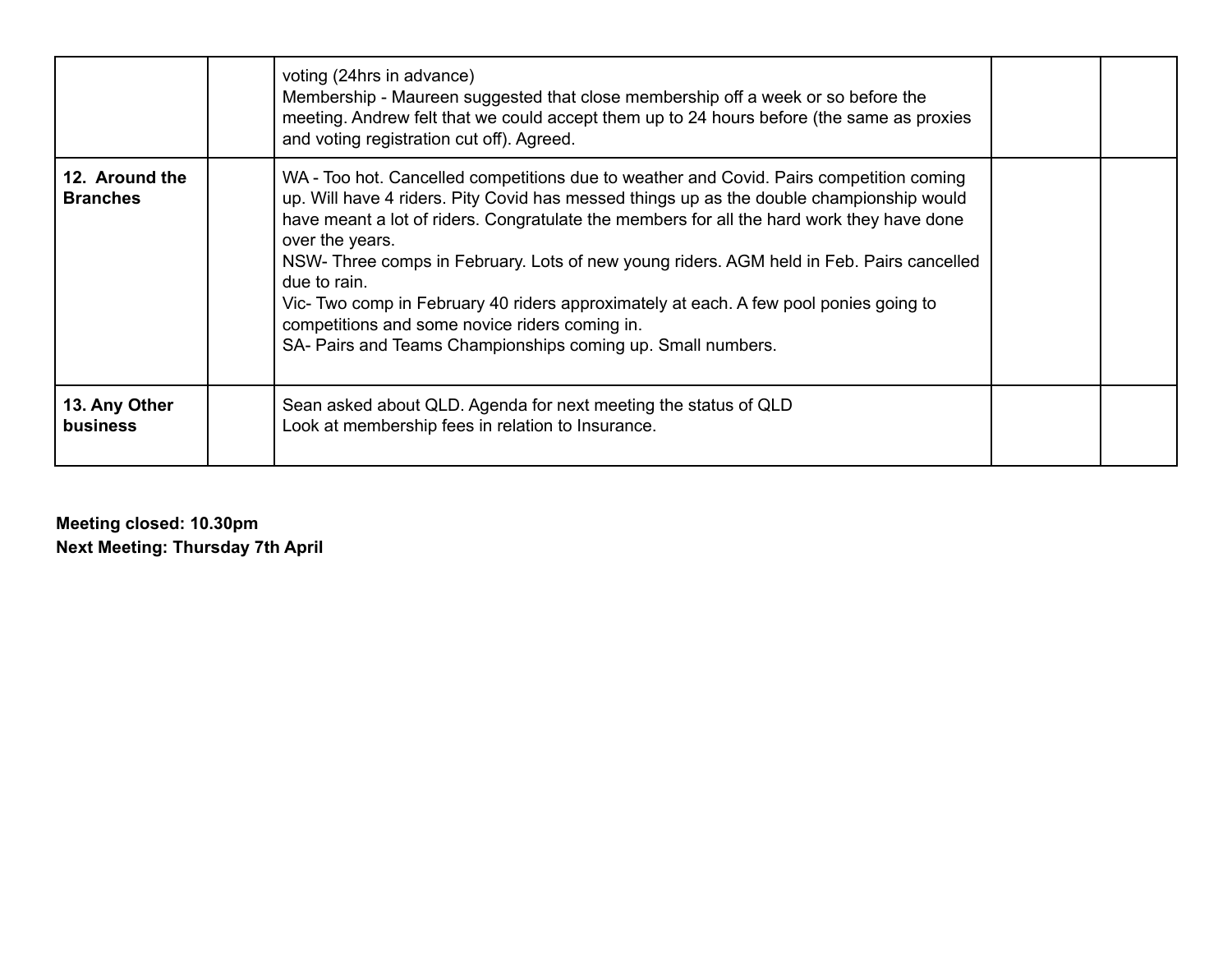| | | | | |
|---|---|---|---|---|
| | | voting (24hrs in advance)<br>Membership - Maureen suggested that close membership off a week or so before the meeting. Andrew felt that we could accept them up to 24 hours before (the same as proxies and voting registration cut off). Agreed. | | |
| **12. Around the Branches** | | WA - Too hot. Cancelled competitions due to weather and Covid. Pairs competition coming up. Will have 4 riders. Pity Covid has messed things up as the double championship would have meant a lot of riders. Congratulate the members for all the hard work they have done over the years.<br>NSW- Three comps in February. Lots of new young riders. AGM held in Feb. Pairs cancelled due to rain.<br>Vic- Two comp in February 40 riders approximately at each. A few pool ponies going to competitions and some novice riders coming in.<br>SA- Pairs and Teams Championships coming up. Small numbers. | | |
| **13. Any Other business** | | Sean asked about QLD. Agenda for next meeting the status of QLD<br>Look at membership fees in relation to Insurance. | | |

**Meeting closed: 10.30pm**
**Next Meeting: Thursday 7th April**